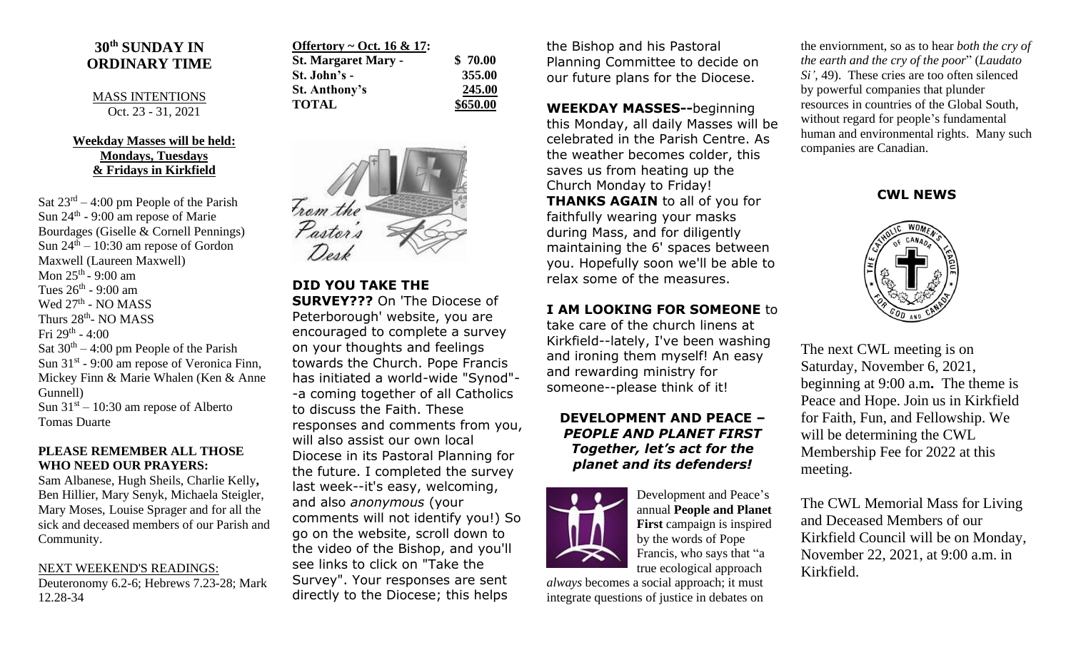# 30th SUNDAY IN ORDINARY TIME

MASS INTENTIONS
Oct. 23 - 31, 2021

**Weekday Masses will be held: Mondays, Tuesdays & Fridays in Kirkfield**

Sat 23rd – 4:00 pm People of the Parish
Sun 24th - 9:00 am repose of Marie Bourdages (Giselle & Cornell Pennings)
Sun 24th – 10:30 am repose of Gordon Maxwell (Laureen Maxwell)
Mon 25th - 9:00 am
Tues 26th - 9:00 am
Wed 27th - NO MASS
Thurs 28th- NO MASS
Fri 29th - 4:00
Sat 30th – 4:00 pm People of the Parish
Sun 31st - 9:00 am repose of Veronica Finn, Mickey Finn & Marie Whalen (Ken & Anne Gunnell)
Sun 31st – 10:30 am repose of Alberto Tomas Duarte

**PLEASE REMEMBER ALL THOSE WHO NEED OUR PRAYERS:**
Sam Albanese, Hugh Sheils, Charlie Kelly, Ben Hillier, Mary Senyk, Michaela Steigler, Mary Moses, Louise Sprager and for all the sick and deceased members of our Parish and Community.

NEXT WEEKEND'S READINGS:
Deuteronomy 6.2-6; Hebrews 7.23-28; Mark 12.28-34

| **Offertory ~ Oct. 16 & 17:** | |
|---|---|
| **St. Margaret Mary -** | **$ 70.00** |
| **St. John's -** | **355.00** |
| **St. Anthony's** | **245.00** |
| **TOTAL** | **$650.00** |

From the Pastor's Desk

**DID YOU TAKE THE SURVEY???** On 'The Diocese of Peterborough' website, you are encouraged to complete a survey on your thoughts and feelings towards the Church. Pope Francis has initiated a world-wide "Synod"--a coming together of all Catholics to discuss the Faith. These responses and comments from you, will also assist our own local Diocese in its Pastoral Planning for the future. I completed the survey last week--it's easy, welcoming, and also *anonymous* (your comments will not identify you!) So go on the website, scroll down to the video of the Bishop, and you'll see links to click on "Take the Survey". Your responses are sent directly to the Diocese; this helps the Bishop and his Pastoral Planning Committee to decide on our future plans for the Diocese.

**WEEKDAY MASSES--**beginning this Monday, all daily Masses will be celebrated in the Parish Centre. As the weather becomes colder, this saves us from heating up the Church Monday to Friday!
**THANKS AGAIN** to all of you for faithfully wearing your masks during Mass, and for diligently maintaining the 6' spaces between you. Hopefully soon we'll be able to relax some of the measures.

**I AM LOOKING FOR SOMEONE** to take care of the church linens at Kirkfield--lately, I've been washing and ironing them myself! An easy and rewarding ministry for someone--please think of it!

### DEVELOPMENT AND PEACE – *PEOPLE AND PLANET FIRST* *Together, let's act for the planet and its defenders!*

Development and Peace's annual **People and Planet First** campaign is inspired by the words of Pope Francis, who says that "a true ecological approach *always* becomes a social approach; it must integrate questions of justice in debates on the enviornment, so as to hear *both the cry of the earth and the cry of the poor*" (*Laudato Si'*, 49). These cries are too often silenced by powerful companies that plunder resources in countries of the Global South, without regard for people's fundamental human and environmental rights. Many such companies are Canadian.

### CWL NEWS

The next CWL meeting is on Saturday, November 6, 2021, beginning at 9:00 a.m**.** The theme is Peace and Hope. Join us in Kirkfield for Faith, Fun, and Fellowship. We will be determining the CWL Membership Fee for 2022 at this meeting.

The CWL Memorial Mass for Living and Deceased Members of our Kirkfield Council will be on Monday, November 22, 2021, at 9:00 a.m. in Kirkfield.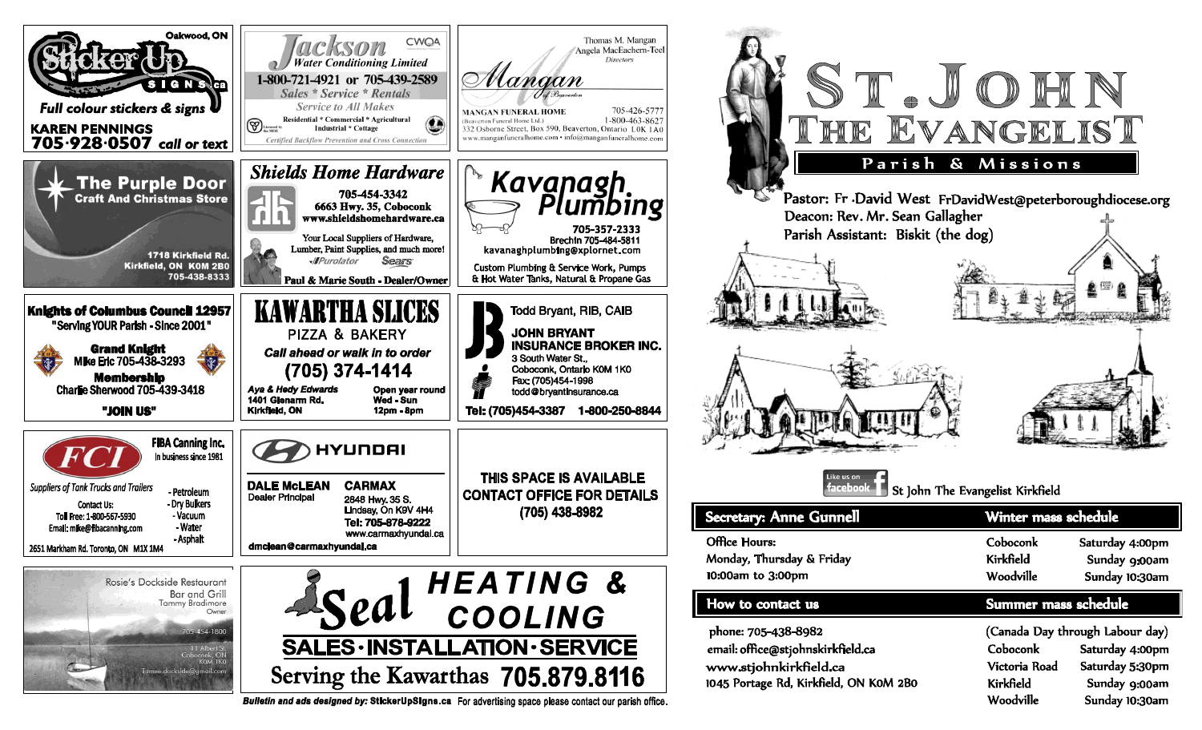**Sticker Up SIGNS.ca**
Oakwood, ON
*Full colour stickers & signs*
KAREN PENNINGS
705·928·0507 *call or text*

**Jackson Water Conditioning Limited**
CWQA
1-800-721-4921 or 705-439-2589
*Sales * Service * Rentals*
*Service to All Makes*
Residential * Commercial * Agricultural
Industrial * Cottage
*Certified Backflow Prevention and Cross Connection*

**Mangan of Beaverton**
Thomas M. Mangan
Angela MacEachern-Teel
*Directors*
MANGAN FUNERAL HOME (Beaverton Funeral Home Ltd.)
705-426-5777
1-800-463-8627
332 Osborne Street, Box 590, Beaverton, Ontario L0K 1A0
www.manganfuneralhome.com • info@manganfuneralhome.com

**The Purple Door**
Craft And Christmas Store
1718 Kirkfield Rd.
Kirkfield, ON K0M 2B0
705-438-8333

**Shields Home Hardware**
705-454-3342
6663 Hwy. 35, Coboconk
www.shieldshomehardware.ca
Your Local Suppliers of Hardware, Lumber, Paint Supplies, and much more!
Purolator Sears
Paul & Marie South - Dealer/Owner

**Kavanagh Plumbing**
705-357-2333
Brechin 705-484-5811
kavanaghplumbing@xplornet.com
Custom Plumbing & Service Work, Pumps & Hot Water Tanks, Natural & Propane Gas

**Knights of Columbus Council 12957**
"Serving YOUR Parish - Since 2001"
Grand Knight
Mike Eric 705-438-3293
Membership
Charlie Sherwood 705-439-3418
"JOIN US"

**KAWARTHA SLICES**
PIZZA & BAKERY
*Call ahead or walk in to order*
(705) 374-1414
*Aya & Hedy Edwards*
1401 Glenarm Rd.
Kirkfield, ON
Open year round
Wed - Sun
12pm - 8pm

**JOHN BRYANT INSURANCE BROKER INC.**
Todd Bryant, RIB, CAIB
3 South Water St.,
Coboconk, Ontario K0M 1K0
Fax: (705)454-1998
todd@bryantinsurance.ca
Tel: (705)454-3387 1-800-250-8844

**FIBA Canning Inc.**
In business since 1981
FCI
*Suppliers of Tank Trucks and Trailers*
- Petroleum
- Dry Bulkers
- Vacuum
- Water
- Asphalt

Contact Us:
Toll Free: 1-800-567-5930
Email: mike@fibacanning.com
2651 Markham Rd. Toronto, ON M1X 1M4

**HYUNDAI**
DALE McLEAN
Dealer Principal
CARMAX
2848 Hwy. 35 S.
Lindsay, On K9V 4H4
Tel: 705-878-9222
www.carmaxhyundai.ca
dmclean@carmaxhyundai.ca

THIS SPACE IS AVAILABLE
CONTACT OFFICE FOR DETAILS
(705) 438-8982

**Rosie's Dockside Restaurant**
Bar and Grill
Tammy Bradimore
Owner
705-454-1800
11 Albert St.
Coboconk, ON
K0M 1K0
Tamms.dockside@gmail.com

**Seal HEATING & COOLING**
SALES · INSTALLATION · SERVICE
Serving the Kawarthas 705.879.8116

*Bulletin and ads designed by: StickerUpSigns.ca For advertising space please contact our parish office.*

# ST. JOHN THE EVANGELIST

## Parish & Missions

Pastor: Fr .David West FrDavidWest@peterboroughdiocese.org
Deacon: Rev. Mr. Sean Gallagher
Parish Assistant: Biskit (the dog)

Like us on facebook St John The Evangelist Kirkfield

### Secretary: Anne Gunnell

Office Hours:
Monday, Thursday & Friday
10:00am to 3:00pm

### How to contact us

phone: 705-438-8982
email: office@stjohnskirkfield.ca
www.stjohnkirkfield.ca
1045 Portage Rd, Kirkfield, ON K0M 2B0

### Winter mass schedule

| | |
|---|---|
| Coboconk | Saturday 4:00pm |
| Kirkfield | Sunday 9:00am |
| Woodville | Sunday 10:30am |

### Summer mass schedule

(Canada Day through Labour day)

| | |
|---|---|
| Coboconk | Saturday 4:00pm |
| Victoria Road | Saturday 5:30pm |
| Kirkfield | Sunday 9:00am |
| Woodville | Sunday 10:30am |